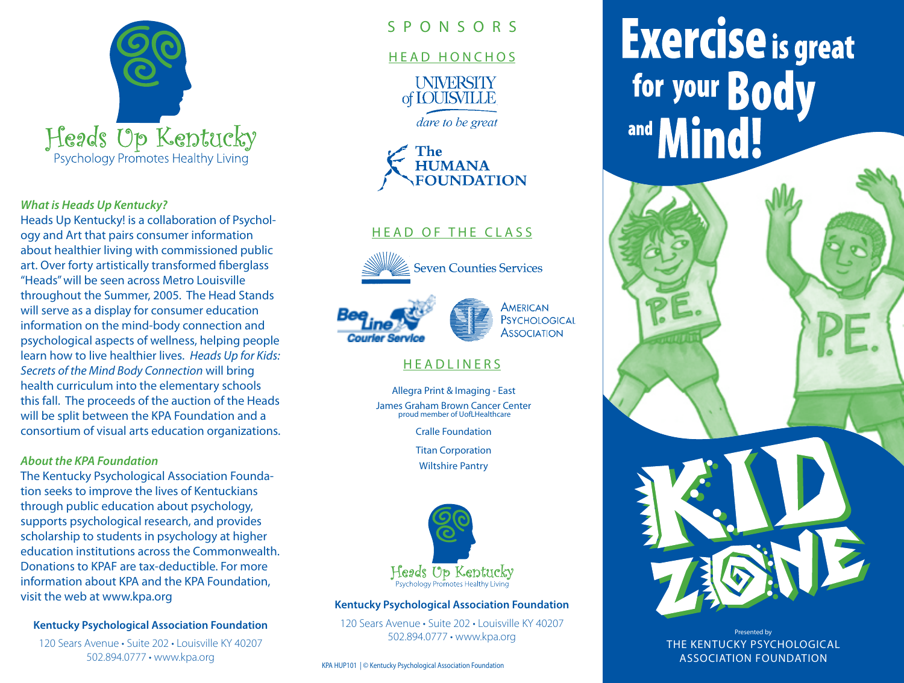Heads Up Kentucky

Psychology Promotes Healthy Living

***What is Heads Up Kentucky?***

Heads Up Kentucky! is a collaboration of Psychology and Art that pairs consumer information about healthier living with commissioned public art. Over forty artistically transformed fiberglass "Heads" will be seen across Metro Louisville throughout the Summer, 2005. The Head Stands will serve as a display for consumer education information on the mind-body connection and psychological aspects of wellness, helping people learn how to live healthier lives. *Heads Up for Kids: Secrets of the Mind Body Connection* will bring health curriculum into the elementary schools this fall. The proceeds of the auction of the Heads will be split between the KPA Foundation and a consortium of visual arts education organizations.

***About the KPA Foundation***

The Kentucky Psychological Association Foundation seeks to improve the lives of Kentuckians through public education about psychology, supports psychological research, and provides scholarship to students in psychology at higher education institutions across the Commonwealth. Donations to KPAF are tax-deductible. For more information about KPA and the KPA Foundation, visit the web at www.kpa.org

**Kentucky Psychological Association Foundation**

120 Sears Avenue • Suite 202 • Louisville KY 40207
502.894.0777 • www.kpa.org

## SPONSORS

### HEAD HONCHOS

University of Louisville — dare to be great

The Humana Foundation

### HEAD OF THE CLASS

Seven Counties Services

Bee Line Courier Service

American Psychological Association

### HEADLINERS

Allegra Print & Imaging - East

James Graham Brown Cancer Center
proud member of UofLHealthcare

Cralle Foundation

Titan Corporation

Wiltshire Pantry

Heads Up Kentucky

Psychology Promotes Healthy Living

**Kentucky Psychological Association Foundation**

120 Sears Avenue • Suite 202 • Louisville KY 40207
502.894.0777 • www.kpa.org

KPA HUP101 | © Kentucky Psychological Association Foundation

# Exercise is great for your Body and Mind!

## KID ZONE

Presented by
THE KENTUCKY PSYCHOLOGICAL ASSOCIATION FOUNDATION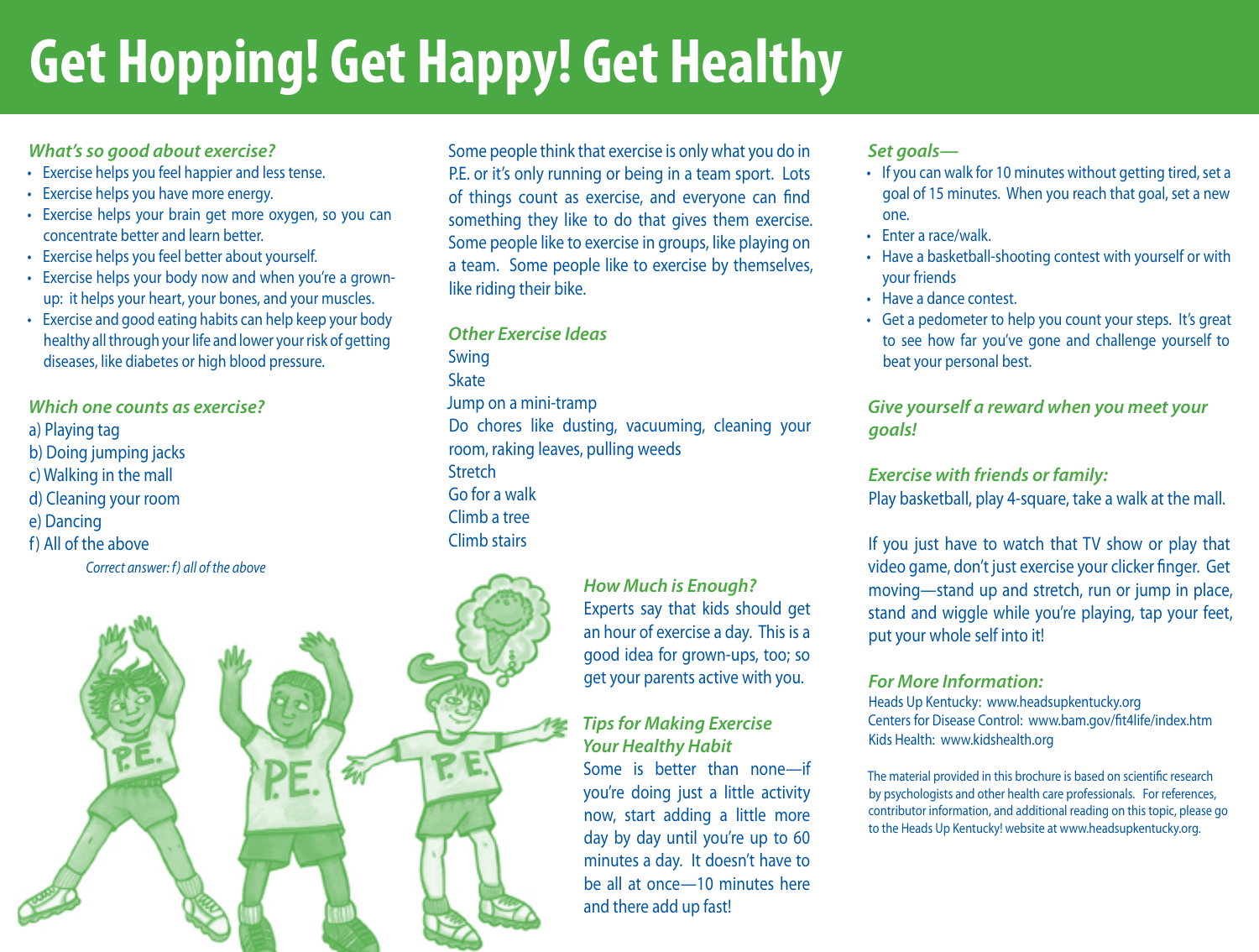# Get Hopping! Get Happy! Get Healthy

### *What's so good about exercise?*

- Exercise helps you feel happier and less tense.
- Exercise helps you have more energy.
- Exercise helps your brain get more oxygen, so you can concentrate better and learn better.
- Exercise helps you feel better about yourself.
- Exercise helps your body now and when you're a grown-up: it helps your heart, your bones, and your muscles.
- Exercise and good eating habits can help keep your body healthy all through your life and lower your risk of getting diseases, like diabetes or high blood pressure.

### *Which one counts as exercise?*

a) Playing tag
b) Doing jumping jacks
c) Walking in the mall
d) Cleaning your room
e) Dancing
f) All of the above

*Correct answer: f) all of the above*

Some people think that exercise is only what you do in P.E. or it's only running or being in a team sport. Lots of things count as exercise, and everyone can find something they like to do that gives them exercise. Some people like to exercise in groups, like playing on a team. Some people like to exercise by themselves, like riding their bike.

### *Other Exercise Ideas*

Swing
Skate
Jump on a mini-tramp
Do chores like dusting, vacuuming, cleaning your room, raking leaves, pulling weeds
Stretch
Go for a walk
Climb a tree
Climb stairs

### *How Much is Enough?*

Experts say that kids should get an hour of exercise a day. This is a good idea for grown-ups, too; so get your parents active with you.

### *Tips for Making Exercise Your Healthy Habit*

Some is better than none—if you're doing just a little activity now, start adding a little more day by day until you're up to 60 minutes a day. It doesn't have to be all at once—10 minutes here and there add up fast!

### *Set goals—*

- If you can walk for 10 minutes without getting tired, set a goal of 15 minutes. When you reach that goal, set a new one.
- Enter a race/walk.
- Have a basketball-shooting contest with yourself or with your friends
- Have a dance contest.
- Get a pedometer to help you count your steps. It's great to see how far you've gone and challenge yourself to beat your personal best.

### *Give yourself a reward when you meet your goals!*

### *Exercise with friends or family:*

Play basketball, play 4-square, take a walk at the mall.

If you just have to watch that TV show or play that video game, don't just exercise your clicker finger. Get moving—stand up and stretch, run or jump in place, stand and wiggle while you're playing, tap your feet, put your whole self into it!

### *For More Information:*

Heads Up Kentucky: www.headsupkentucky.org
Centers for Disease Control: www.bam.gov/fit4life/index.htm
Kids Health: www.kidshealth.org

The material provided in this brochure is based on scientific research by psychologists and other health care professionals. For references, contributor information, and additional reading on this topic, please go to the Heads Up Kentucky! website at www.headsupkentucky.org.